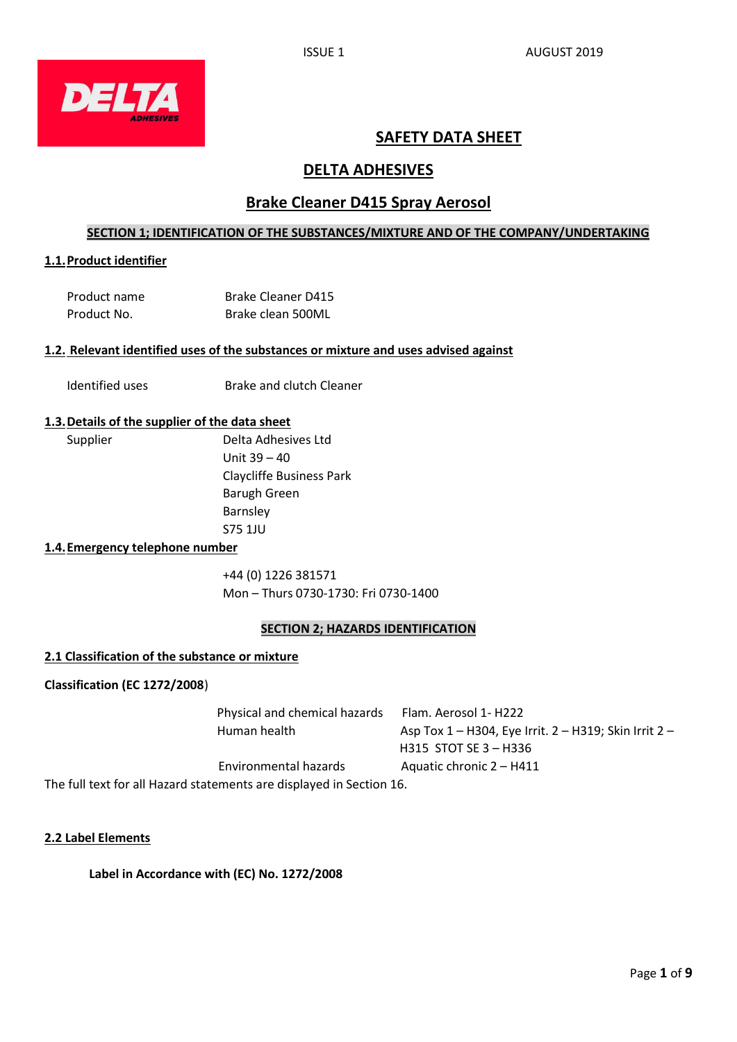ISSUE 1 AUGUST 2019

# SAFETY DATA SHEET

# DELTA ADHESIVES

# Brake Cleaner D415 Spray Aerosol

## SECTION 1; IDENTIFICATION OF THE SUBSTANCES/MIXTURE AND OF THE COMPANY/UNDERTAKING

### 1.1. Product identifier

| | |
|---|---|
| Product name | Brake Cleaner D415 |
| Product No. | Brake clean 500ML |

### 1.2. Relevant identified uses of the substances or mixture and uses advised against

| | |
|---|---|
| Identified uses | Brake and clutch Cleaner |

### 1.3. Details of the supplier of the data sheet

Supplier

Delta Adhesives Ltd
Unit 39 – 40
Claycliffe Business Park
Barugh Green
Barnsley
S75 1JU

### 1.4. Emergency telephone number

+44 (0) 1226 381571
Mon – Thurs 0730-1730: Fri 0730-1400

## SECTION 2; HAZARDS IDENTIFICATION

### 2.1 Classification of the substance or mixture

**Classification (EC 1272/2008)**

| | |
|---|---|
| Physical and chemical hazards | Flam. Aerosol 1- H222 |
| Human health | Asp Tox 1 – H304, Eye Irrit. 2 – H319; Skin Irrit 2 – H315 STOT SE 3 – H336 |
| Environmental hazards | Aquatic chronic 2 – H411 |

The full text for all Hazard statements are displayed in Section 16.

### 2.2 Label Elements

**Label in Accordance with (EC) No. 1272/2008**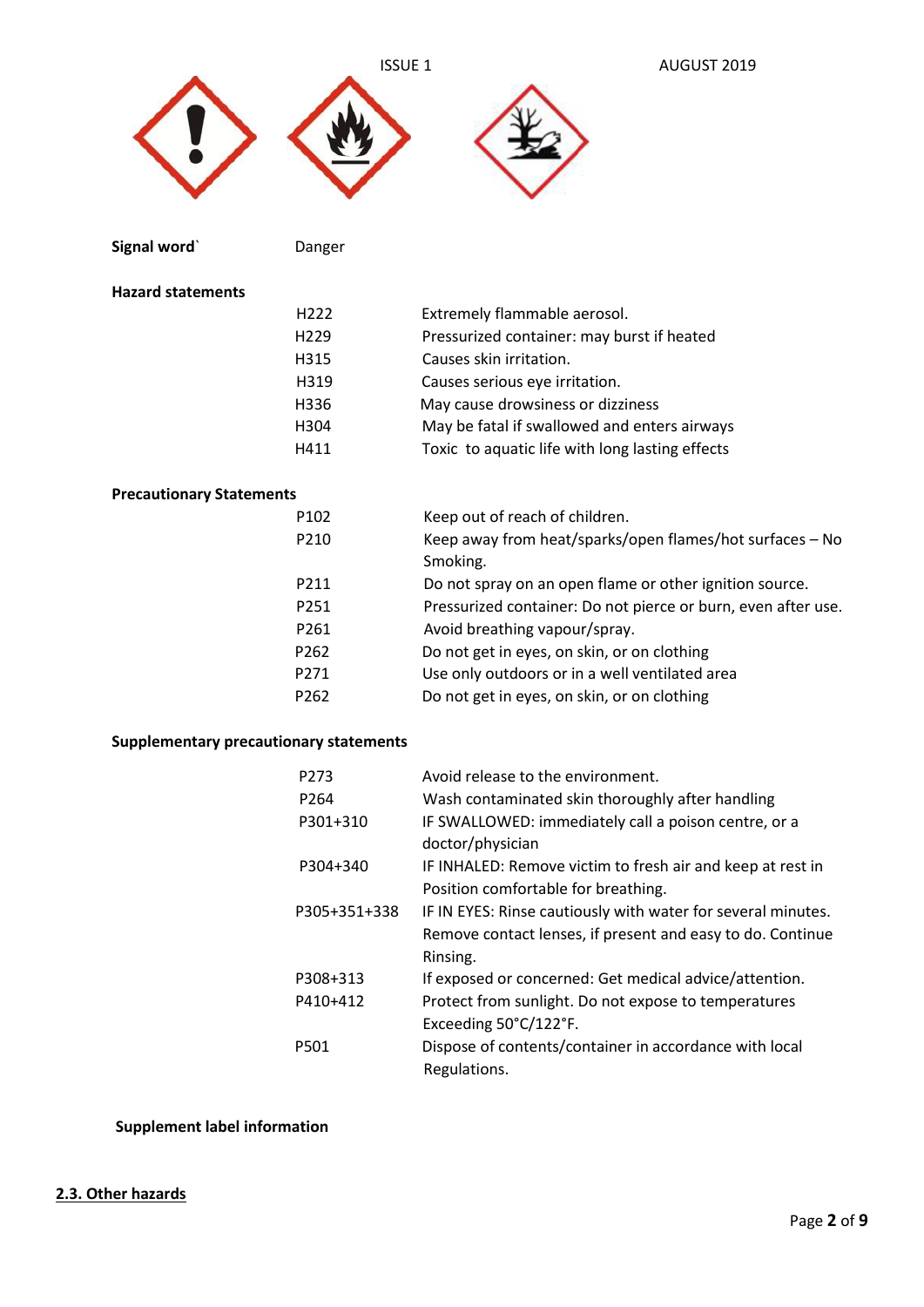ISSUE 1 AUGUST 2019

**Signal word`** Danger

**Hazard statements**

| | |
|---|---|
| H222 | Extremely flammable aerosol. |
| H229 | Pressurized container: may burst if heated |
| H315 | Causes skin irritation. |
| H319 | Causes serious eye irritation. |
| H336 | May cause drowsiness or dizziness |
| H304 | May be fatal if swallowed and enters airways |
| H411 | Toxic to aquatic life with long lasting effects |

**Precautionary Statements**

| | |
|---|---|
| P102 | Keep out of reach of children. |
| P210 | Keep away from heat/sparks/open flames/hot surfaces – No Smoking. |
| P211 | Do not spray on an open flame or other ignition source. |
| P251 | Pressurized container: Do not pierce or burn, even after use. |
| P261 | Avoid breathing vapour/spray. |
| P262 | Do not get in eyes, on skin, or on clothing |
| P271 | Use only outdoors or in a well ventilated area |
| P262 | Do not get in eyes, on skin, or on clothing |

**Supplementary precautionary statements**

| | |
|---|---|
| P273 | Avoid release to the environment. |
| P264 | Wash contaminated skin thoroughly after handling |
| P301+310 | IF SWALLOWED: immediately call a poison centre, or a doctor/physician |
| P304+340 | IF INHALED: Remove victim to fresh air and keep at rest in Position comfortable for breathing. |
| P305+351+338 | IF IN EYES: Rinse cautiously with water for several minutes. Remove contact lenses, if present and easy to do. Continue Rinsing. |
| P308+313 | If exposed or concerned: Get medical advice/attention. |
| P410+412 | Protect from sunlight. Do not expose to temperatures Exceeding 50°C/122°F. |
| P501 | Dispose of contents/container in accordance with local Regulations. |

**Supplement label information**

## 2.3. Other hazards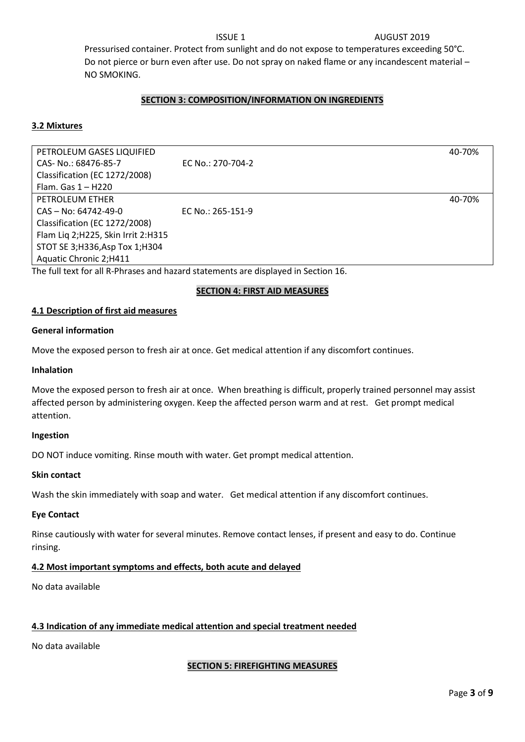Pressurised container. Protect from sunlight and do not expose to temperatures exceeding 50°C. Do not pierce or burn even after use. Do not spray on naked flame or any incandescent material – NO SMOKING.

## SECTION 3: COMPOSITION/INFORMATION ON INGREDIENTS

### 3.2 Mixtures

| | | |
|---|---|---|
| PETROLEUM GASES LIQUIFIED<br>CAS- No.: 68476-85-7<br>Classification (EC 1272/2008)<br>Flam. Gas 1 – H220 | EC No.: 270-704-2 | 40-70% |
| PETROLEUM ETHER<br>CAS – No: 64742-49-0<br>Classification (EC 1272/2008)<br>Flam Liq 2;H225, Skin Irrit 2:H315<br>STOT SE 3;H336,Asp Tox 1;H304<br>Aquatic Chronic 2;H411 | EC No.: 265-151-9 | 40-70% |

The full text for all R-Phrases and hazard statements are displayed in Section 16.

## SECTION 4: FIRST AID MEASURES

### 4.1 Description of first aid measures

**General information**

Move the exposed person to fresh air at once. Get medical attention if any discomfort continues.

**Inhalation**

Move the exposed person to fresh air at once. When breathing is difficult, properly trained personnel may assist affected person by administering oxygen. Keep the affected person warm and at rest. Get prompt medical attention.

**Ingestion**

DO NOT induce vomiting. Rinse mouth with water. Get prompt medical attention.

**Skin contact**

Wash the skin immediately with soap and water. Get medical attention if any discomfort continues.

**Eye Contact**

Rinse cautiously with water for several minutes. Remove contact lenses, if present and easy to do. Continue rinsing.

### 4.2 Most important symptoms and effects, both acute and delayed

No data available

### 4.3 Indication of any immediate medical attention and special treatment needed

No data available

## SECTION 5: FIREFIGHTING MEASURES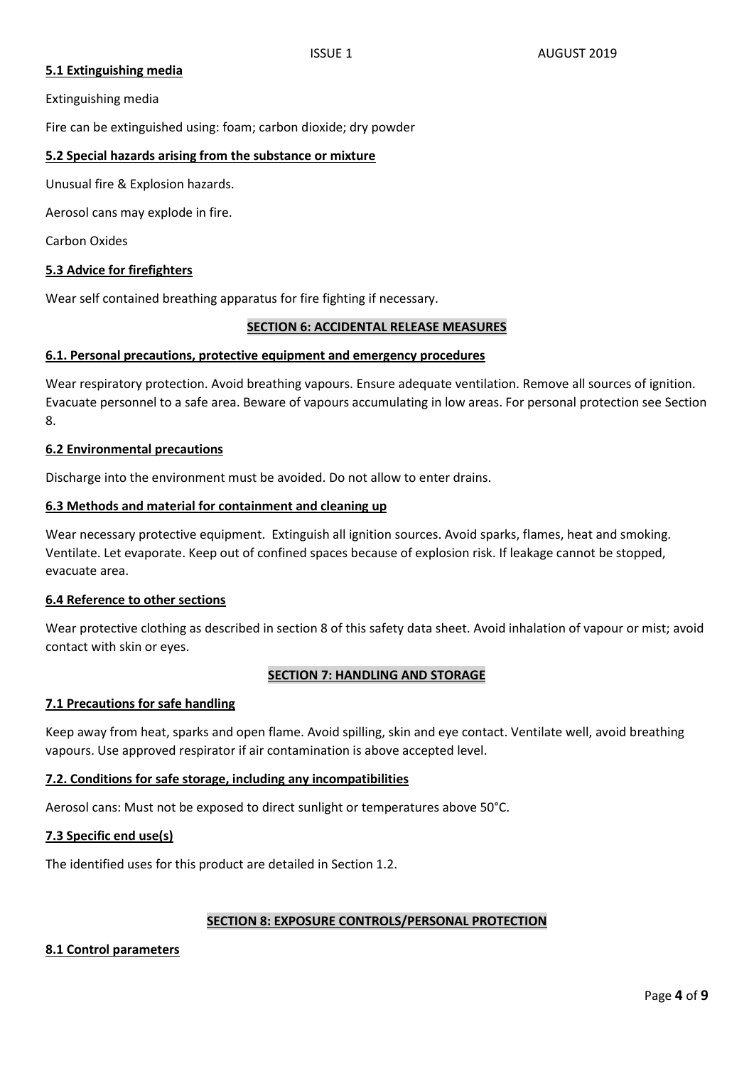### 5.1 Extinguishing media

Extinguishing media

Fire can be extinguished using: foam; carbon dioxide; dry powder

### 5.2 Special hazards arising from the substance or mixture

Unusual fire & Explosion hazards.

Aerosol cans may explode in fire.

Carbon Oxides

### 5.3 Advice for firefighters

Wear self contained breathing apparatus for fire fighting if necessary.

## SECTION 6: ACCIDENTAL RELEASE MEASURES

### 6.1. Personal precautions, protective equipment and emergency procedures

Wear respiratory protection. Avoid breathing vapours. Ensure adequate ventilation. Remove all sources of ignition. Evacuate personnel to a safe area. Beware of vapours accumulating in low areas. For personal protection see Section 8.

### 6.2 Environmental precautions

Discharge into the environment must be avoided. Do not allow to enter drains.

### 6.3 Methods and material for containment and cleaning up

Wear necessary protective equipment. Extinguish all ignition sources. Avoid sparks, flames, heat and smoking. Ventilate. Let evaporate. Keep out of confined spaces because of explosion risk. If leakage cannot be stopped, evacuate area.

### 6.4 Reference to other sections

Wear protective clothing as described in section 8 of this safety data sheet. Avoid inhalation of vapour or mist; avoid contact with skin or eyes.

## SECTION 7: HANDLING AND STORAGE

### 7.1 Precautions for safe handling

Keep away from heat, sparks and open flame. Avoid spilling, skin and eye contact. Ventilate well, avoid breathing vapours. Use approved respirator if air contamination is above accepted level.

### 7.2. Conditions for safe storage, including any incompatibilities

Aerosol cans: Must not be exposed to direct sunlight or temperatures above 50°C.

### 7.3 Specific end use(s)

The identified uses for this product are detailed in Section 1.2.

## SECTION 8: EXPOSURE CONTROLS/PERSONAL PROTECTION

### 8.1 Control parameters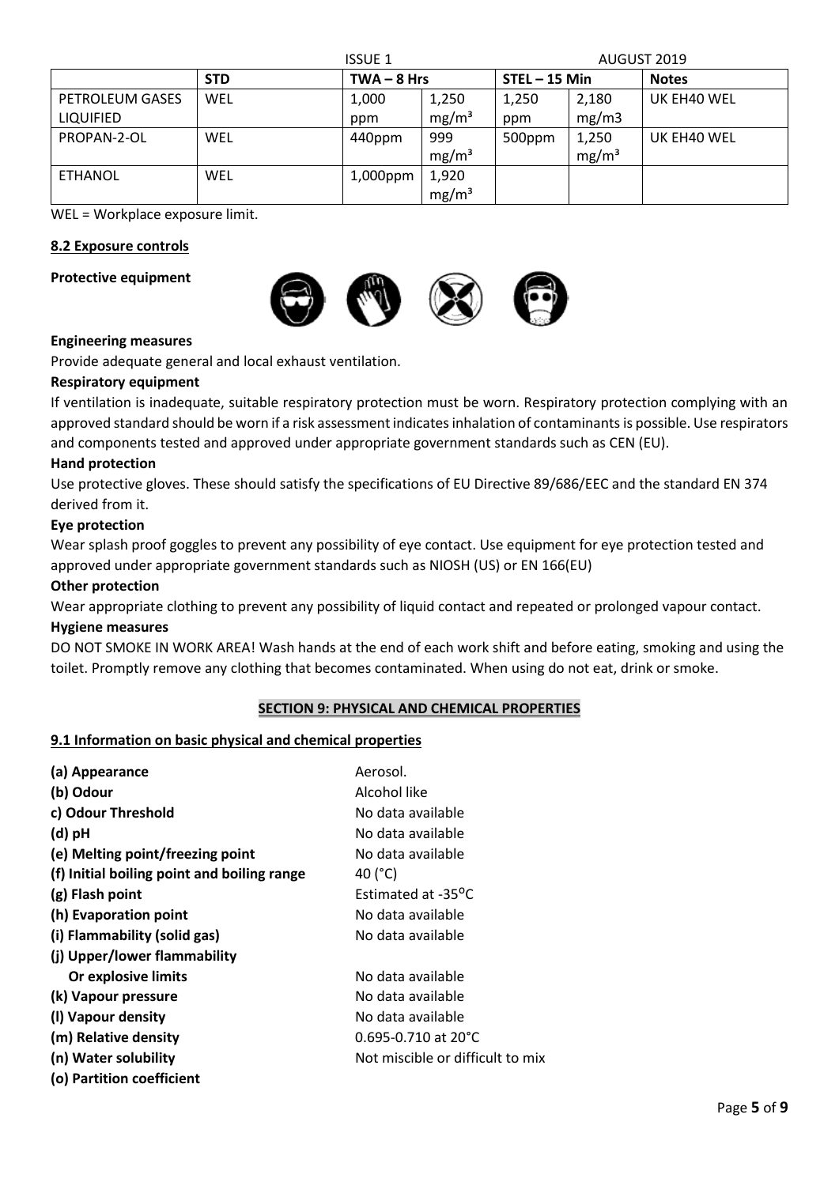| | STD | TWA – 8 Hrs | | STEL – 15 Min | | Notes |
|---|---|---|---|---|---|---|
| PETROLEUM GASES LIQUIFIED | WEL | 1,000 ppm | 1,250 $mg/m^3$ | 1,250 ppm | 2,180 mg/m3 | UK EH40 WEL |
| PROPAN-2-OL | WEL | 440ppm | 999 $mg/m^3$ | 500ppm | 1,250 $mg/m^3$ | UK EH40 WEL |
| ETHANOL | WEL | 1,000ppm | 1,920 $mg/m^3$ | | | |

WEL = Workplace exposure limit.

**8.2 Exposure controls**

**Protective equipment**

**Engineering measures**

Provide adequate general and local exhaust ventilation.

**Respiratory equipment**

If ventilation is inadequate, suitable respiratory protection must be worn. Respiratory protection complying with an approved standard should be worn if a risk assessment indicates inhalation of contaminants is possible. Use respirators and components tested and approved under appropriate government standards such as CEN (EU).

**Hand protection**

Use protective gloves. These should satisfy the specifications of EU Directive 89/686/EEC and the standard EN 374 derived from it.

**Eye protection**

Wear splash proof goggles to prevent any possibility of eye contact. Use equipment for eye protection tested and approved under appropriate government standards such as NIOSH (US) or EN 166(EU)

**Other protection**

Wear appropriate clothing to prevent any possibility of liquid contact and repeated or prolonged vapour contact.

**Hygiene measures**

DO NOT SMOKE IN WORK AREA! Wash hands at the end of each work shift and before eating, smoking and using the toilet. Promptly remove any clothing that becomes contaminated. When using do not eat, drink or smoke.

## SECTION 9: PHYSICAL AND CHEMICAL PROPERTIES

**9.1 Information on basic physical and chemical properties**

| | |
|---|---|
| **(a) Appearance** | Aerosol. |
| **(b) Odour** | Alcohol like |
| **c) Odour Threshold** | No data available |
| **(d) pH** | No data available |
| **(e) Melting point/freezing point** | No data available |
| **(f) Initial boiling point and boiling range** | 40 (°C) |
| **(g) Flash point** | Estimated at -35°C |
| **(h) Evaporation point** | No data available |
| **(i) Flammability (solid gas)** | No data available |
| **(j) Upper/lower flammability Or explosive limits** | No data available |
| **(k) Vapour pressure** | No data available |
| **(l) Vapour density** | No data available |
| **(m) Relative density** | 0.695-0.710 at 20°C |
| **(n) Water solubility** | Not miscible or difficult to mix |
| **(o) Partition coefficient** | |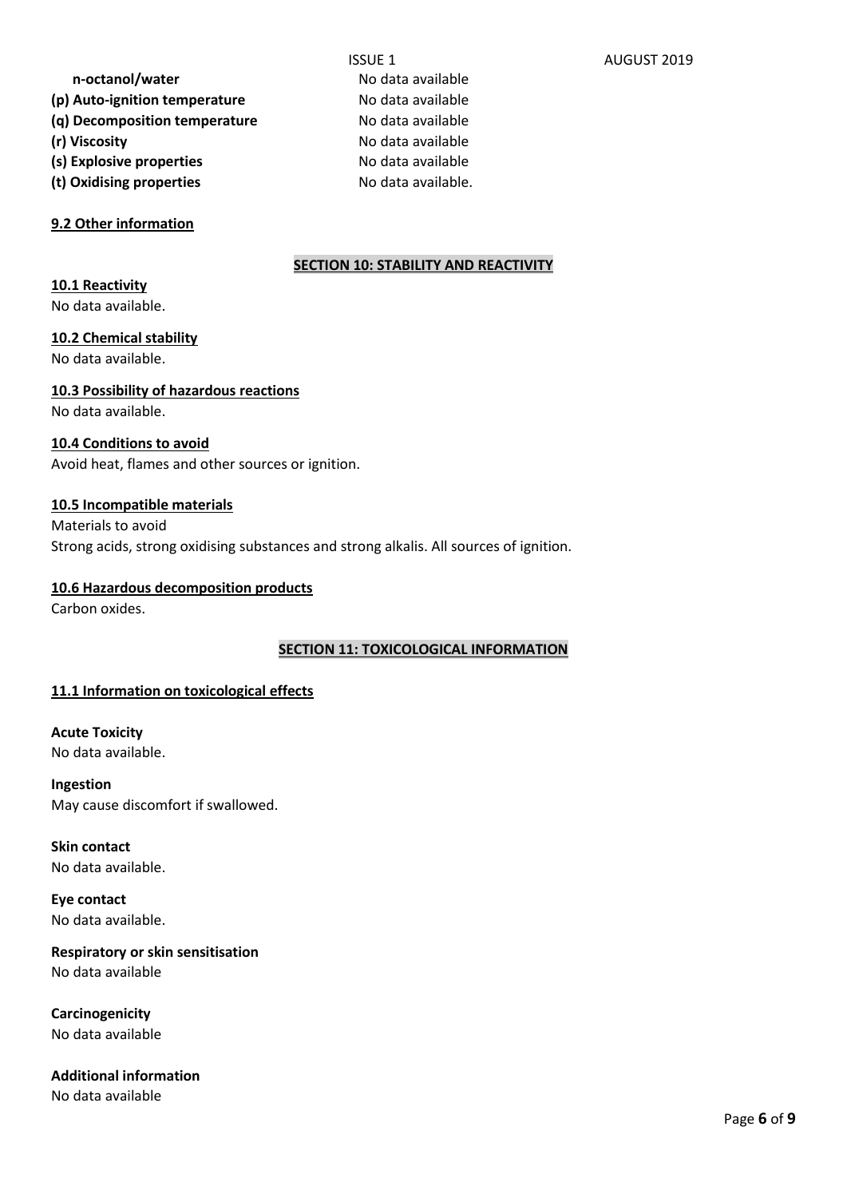| | |
|---|---|
| **n-octanol/water** | No data available |
| **(p) Auto-ignition temperature** | No data available |
| **(q) Decomposition temperature** | No data available |
| **(r) Viscosity** | No data available |
| **(s) Explosive properties** | No data available |
| **(t) Oxidising properties** | No data available. |

**9.2 Other information**

## SECTION 10: STABILITY AND REACTIVITY

**10.1 Reactivity**

No data available.

**10.2 Chemical stability**

No data available.

**10.3 Possibility of hazardous reactions**

No data available.

**10.4 Conditions to avoid**

Avoid heat, flames and other sources or ignition.

**10.5 Incompatible materials**

Materials to avoid

Strong acids, strong oxidising substances and strong alkalis. All sources of ignition.

**10.6 Hazardous decomposition products**

Carbon oxides.

## SECTION 11: TOXICOLOGICAL INFORMATION

**11.1 Information on toxicological effects**

**Acute Toxicity**

No data available.

**Ingestion**

May cause discomfort if swallowed.

**Skin contact**

No data available.

**Eye contact**

No data available.

**Respiratory or skin sensitisation**

No data available

**Carcinogenicity**

No data available

**Additional information**

No data available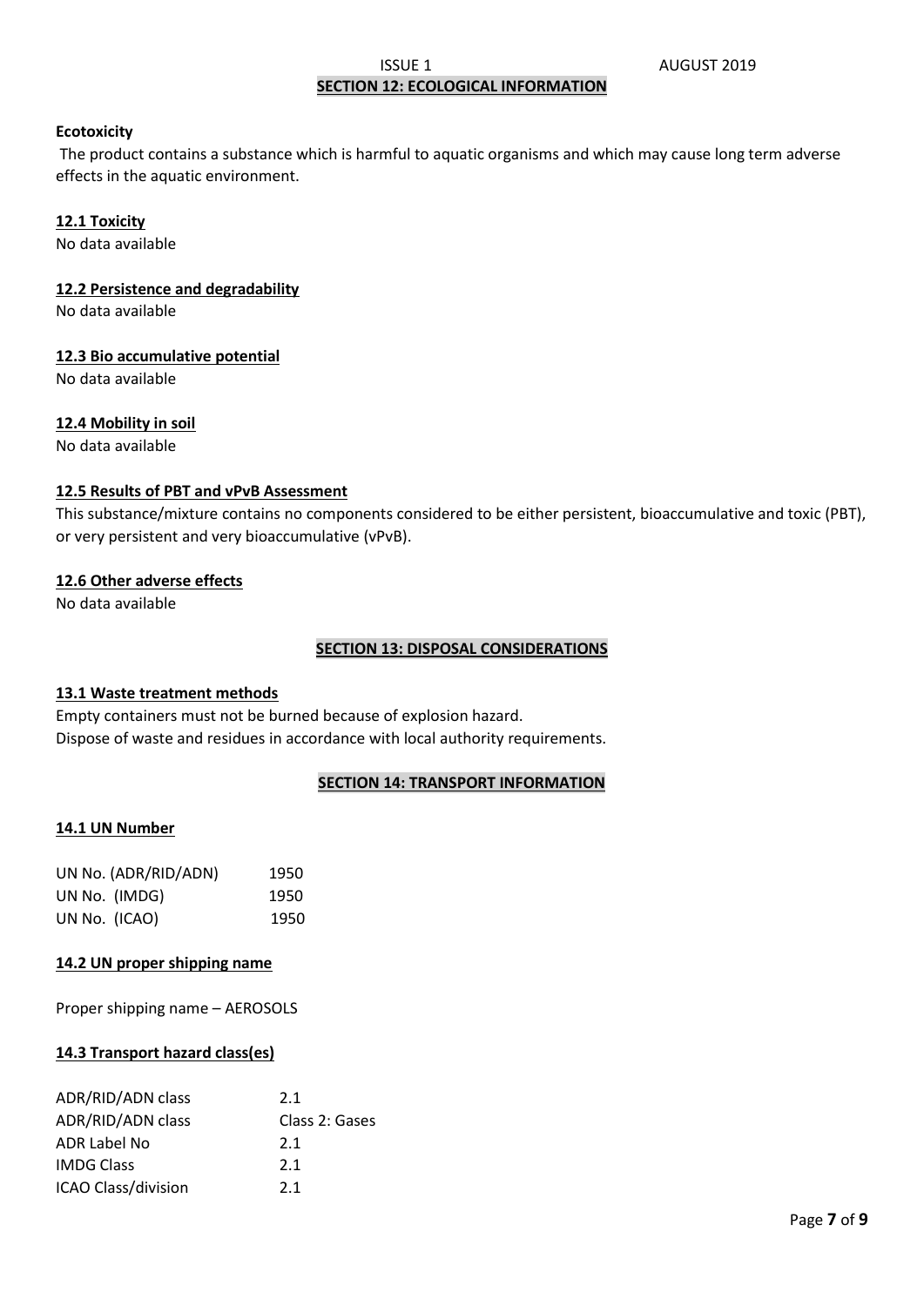## SECTION 12: ECOLOGICAL INFORMATION

**Ecotoxicity**

The product contains a substance which is harmful to aquatic organisms and which may cause long term adverse effects in the aquatic environment.

**12.1 Toxicity**

No data available

**12.2 Persistence and degradability**

No data available

**12.3 Bio accumulative potential**

No data available

**12.4 Mobility in soil**

No data available

**12.5 Results of PBT and vPvB Assessment**

This substance/mixture contains no components considered to be either persistent, bioaccumulative and toxic (PBT), or very persistent and very bioaccumulative (vPvB).

**12.6 Other adverse effects**

No data available

## SECTION 13: DISPOSAL CONSIDERATIONS

**13.1 Waste treatment methods**

Empty containers must not be burned because of explosion hazard.
Dispose of waste and residues in accordance with local authority requirements.

## SECTION 14: TRANSPORT INFORMATION

**14.1 UN Number**

| | |
|---|---|
| UN No. (ADR/RID/ADN) | 1950 |
| UN No. (IMDG) | 1950 |
| UN No. (ICAO) | 1950 |

**14.2 UN proper shipping name**

Proper shipping name – AEROSOLS

**14.3 Transport hazard class(es)**

| | |
|---|---|
| ADR/RID/ADN class | 2.1 |
| ADR/RID/ADN class | Class 2: Gases |
| ADR Label No | 2.1 |
| IMDG Class | 2.1 |
| ICAO Class/division | 2.1 |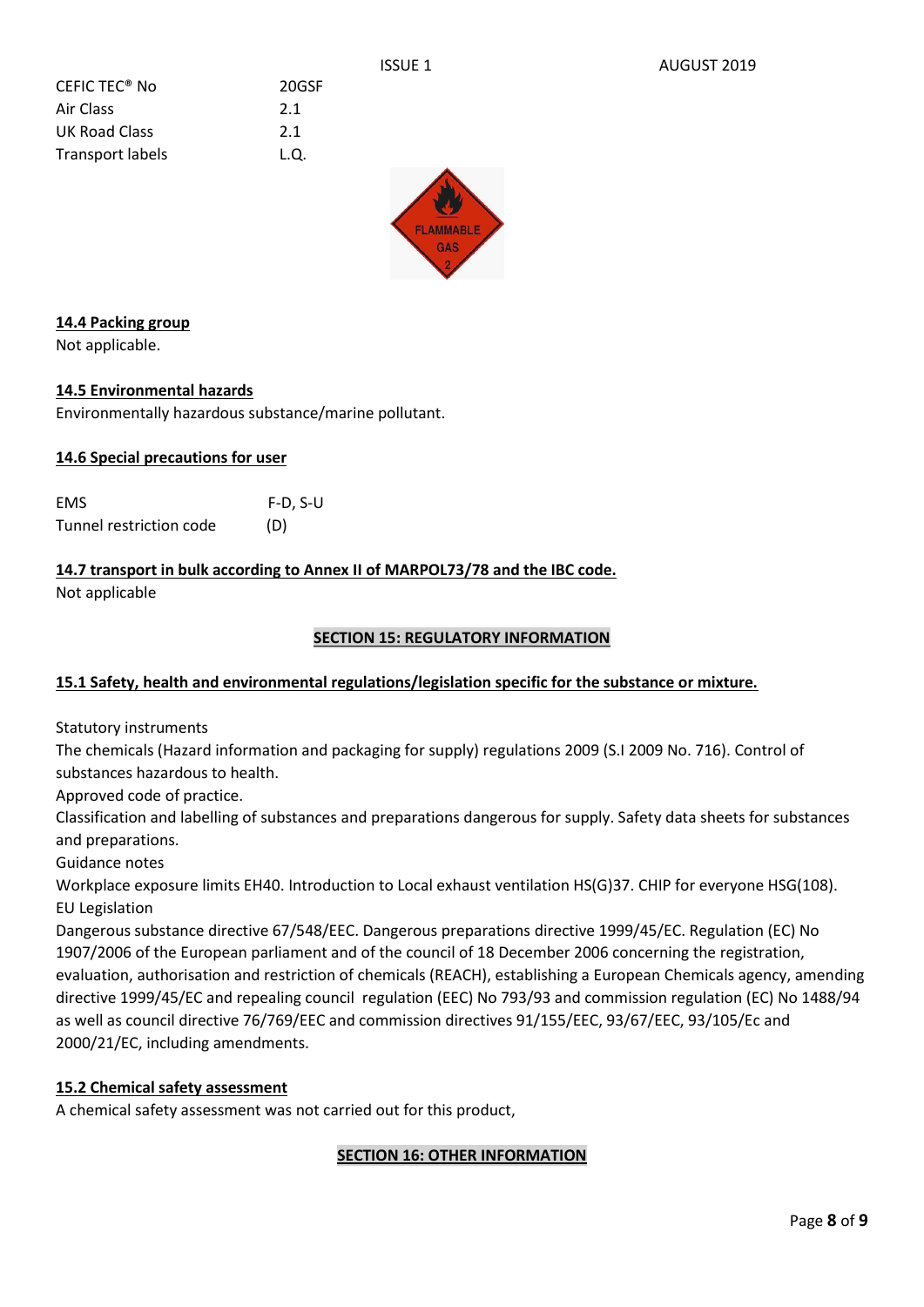| | |
|---|---|
| CEFIC TEC® No | 20GSF |
| Air Class | 2.1 |
| UK Road Class | 2.1 |
| Transport labels | L.Q. |

**14.4 Packing group**

Not applicable.

**14.5 Environmental hazards**

Environmentally hazardous substance/marine pollutant.

**14.6 Special precautions for user**

| | |
|---|---|
| EMS | F-D, S-U |
| Tunnel restriction code | (D) |

**14.7 transport in bulk according to Annex II of MARPOL73/78 and the IBC code.**

Not applicable

## SECTION 15: REGULATORY INFORMATION

**15.1 Safety, health and environmental regulations/legislation specific for the substance or mixture.**

Statutory instruments

The chemicals (Hazard information and packaging for supply) regulations 2009 (S.I 2009 No. 716). Control of substances hazardous to health.

Approved code of practice.

Classification and labelling of substances and preparations dangerous for supply. Safety data sheets for substances and preparations.

Guidance notes

Workplace exposure limits EH40. Introduction to Local exhaust ventilation HS(G)37. CHIP for everyone HSG(108).

EU Legislation

Dangerous substance directive 67/548/EEC. Dangerous preparations directive 1999/45/EC. Regulation (EC) No 1907/2006 of the European parliament and of the council of 18 December 2006 concerning the registration, evaluation, authorisation and restriction of chemicals (REACH), establishing a European Chemicals agency, amending directive 1999/45/EC and repealing council regulation (EEC) No 793/93 and commission regulation (EC) No 1488/94 as well as council directive 76/769/EEC and commission directives 91/155/EEC, 93/67/EEC, 93/105/Ec and 2000/21/EC, including amendments.

**15.2 Chemical safety assessment**

A chemical safety assessment was not carried out for this product,

## SECTION 16: OTHER INFORMATION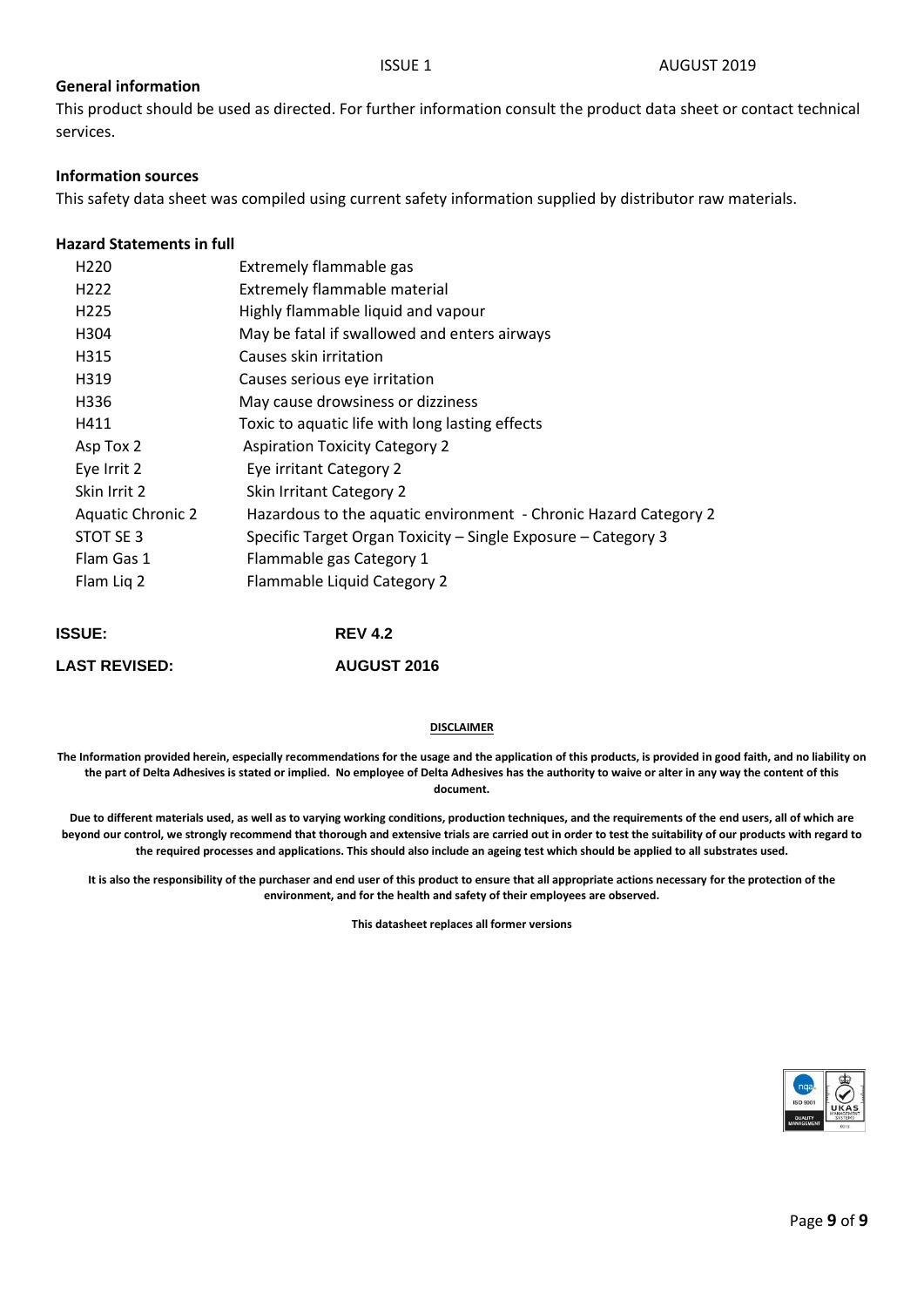ISSUE 1 AUGUST 2019

**General information**

This product should be used as directed. For further information consult the product data sheet or contact technical services.

**Information sources**

This safety data sheet was compiled using current safety information supplied by distributor raw materials.

**Hazard Statements in full**

| | |
|---|---|
| H220 | Extremely flammable gas |
| H222 | Extremely flammable material |
| H225 | Highly flammable liquid and vapour |
| H304 | May be fatal if swallowed and enters airways |
| H315 | Causes skin irritation |
| H319 | Causes serious eye irritation |
| H336 | May cause drowsiness or dizziness |
| H411 | Toxic to aquatic life with long lasting effects |
| Asp Tox 2 | Aspiration Toxicity Category 2 |
| Eye Irrit 2 | Eye irritant Category 2 |
| Skin Irrit 2 | Skin Irritant Category 2 |
| Aquatic Chronic 2 | Hazardous to the aquatic environment - Chronic Hazard Category 2 |
| STOT SE 3 | Specific Target Organ Toxicity – Single Exposure – Category 3 |
| Flam Gas 1 | Flammable gas Category 1 |
| Flam Liq 2 | Flammable Liquid Category 2 |

**ISSUE:** **REV 4.2**

**LAST REVISED:** **AUGUST 2016**

**DISCLAIMER**

**The Information provided herein, especially recommendations for the usage and the application of this products, is provided in good faith, and no liability on the part of Delta Adhesives is stated or implied. No employee of Delta Adhesives has the authority to waive or alter in any way the content of this document.**

**Due to different materials used, as well as to varying working conditions, production techniques, and the requirements of the end users, all of which are beyond our control, we strongly recommend that thorough and extensive trials are carried out in order to test the suitability of our products with regard to the required processes and applications. This should also include an ageing test which should be applied to all substrates used.**

**It is also the responsibility of the purchaser and end user of this product to ensure that all appropriate actions necessary for the protection of the environment, and for the health and safety of their employees are observed.**

**This datasheet replaces all former versions**